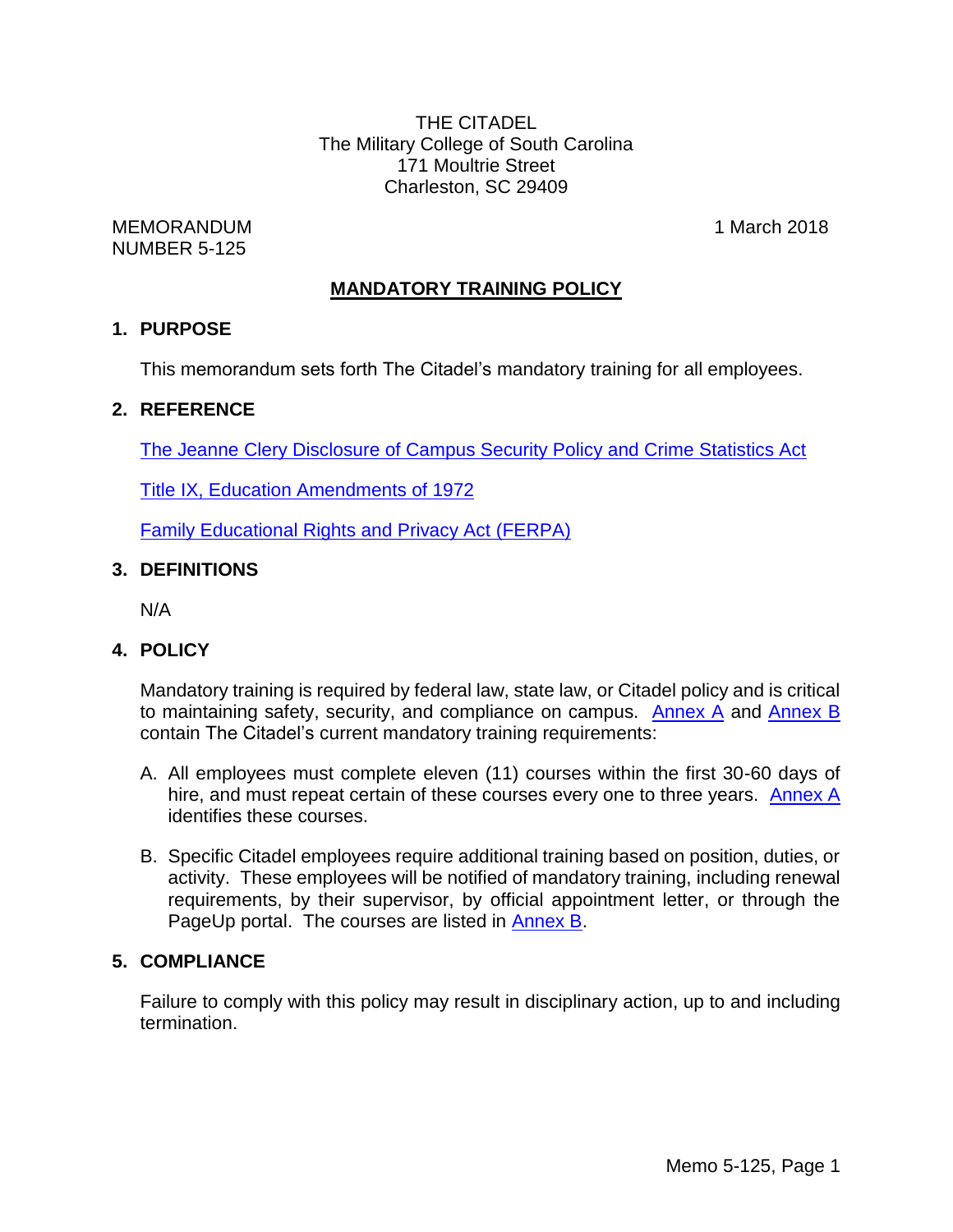THE CITADEL
The Military College of South Carolina
171 Moultrie Street
Charleston, SC 29409

MEMORANDUM
NUMBER 5-125

1 March 2018

# MANDATORY TRAINING POLICY

## 1. PURPOSE

This memorandum sets forth The Citadel's mandatory training for all employees.

## 2. REFERENCE

The Jeanne Clery Disclosure of Campus Security Policy and Crime Statistics Act

Title IX, Education Amendments of 1972

Family Educational Rights and Privacy Act (FERPA)

## 3. DEFINITIONS

N/A

## 4. POLICY

Mandatory training is required by federal law, state law, or Citadel policy and is critical to maintaining safety, security, and compliance on campus. Annex A and Annex B contain The Citadel's current mandatory training requirements:

A. All employees must complete eleven (11) courses within the first 30-60 days of hire, and must repeat certain of these courses every one to three years. Annex A identifies these courses.

B. Specific Citadel employees require additional training based on position, duties, or activity. These employees will be notified of mandatory training, including renewal requirements, by their supervisor, by official appointment letter, or through the PageUp portal. The courses are listed in Annex B.

## 5. COMPLIANCE

Failure to comply with this policy may result in disciplinary action, up to and including termination.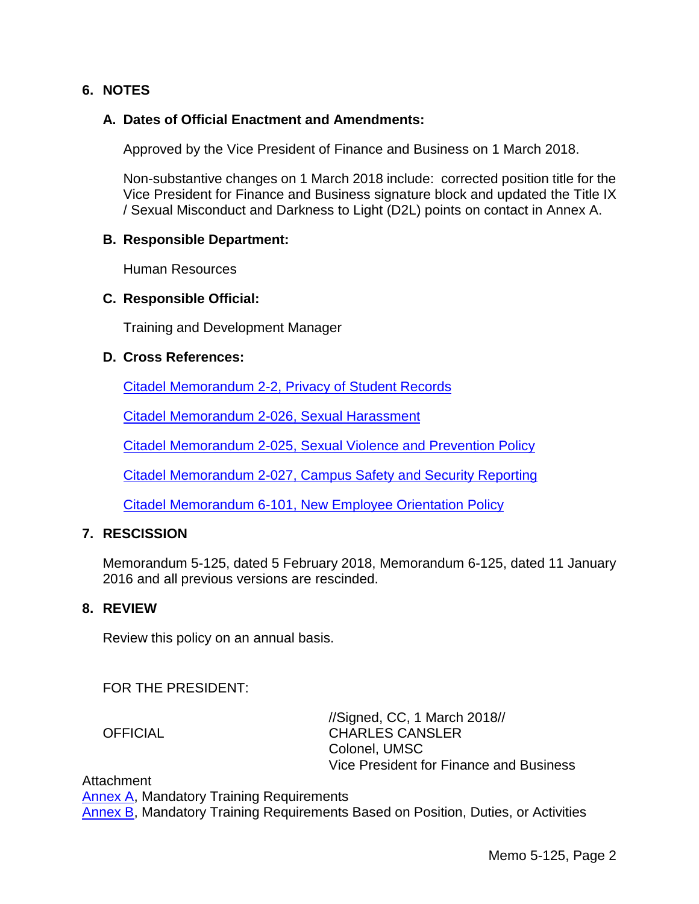## 6. NOTES

### A. Dates of Official Enactment and Amendments:

Approved by the Vice President of Finance and Business on 1 March 2018.

Non-substantive changes on 1 March 2018 include: corrected position title for the Vice President for Finance and Business signature block and updated the Title IX / Sexual Misconduct and Darkness to Light (D2L) points on contact in Annex A.

### B. Responsible Department:

Human Resources

### C. Responsible Official:

Training and Development Manager

### D. Cross References:

Citadel Memorandum 2-2, Privacy of Student Records

Citadel Memorandum 2-026, Sexual Harassment

Citadel Memorandum 2-025, Sexual Violence and Prevention Policy

Citadel Memorandum 2-027, Campus Safety and Security Reporting

Citadel Memorandum 6-101, New Employee Orientation Policy

## 7. RESCISSION

Memorandum 5-125, dated 5 February 2018, Memorandum 6-125, dated 11 January 2016 and all previous versions are rescinded.

## 8. REVIEW

Review this policy on an annual basis.

FOR THE PRESIDENT:

OFFICIAL

//Signed, CC, 1 March 2018//
CHARLES CANSLER
Colonel, UMSC
Vice President for Finance and Business

Attachment
Annex A, Mandatory Training Requirements
Annex B, Mandatory Training Requirements Based on Position, Duties, or Activities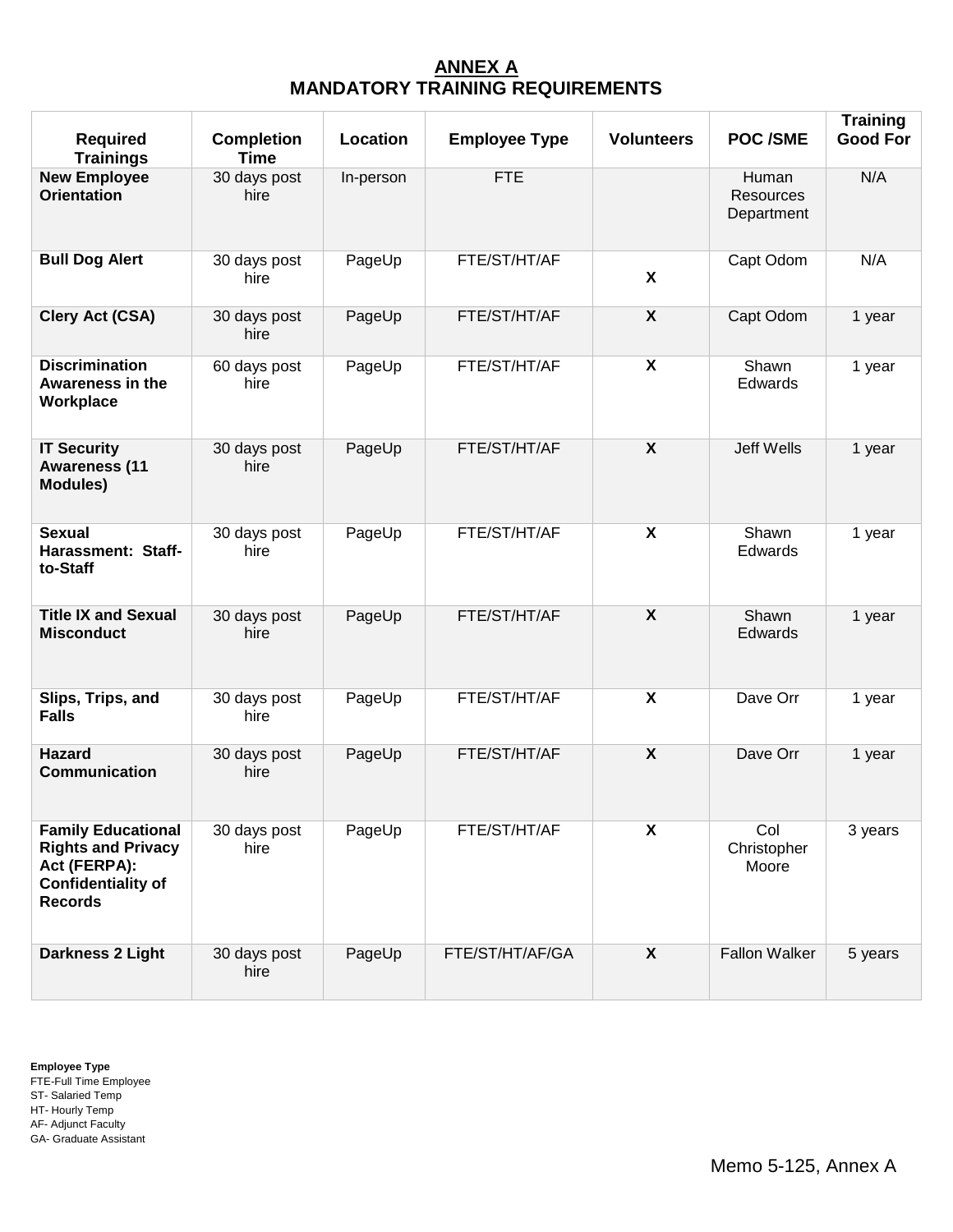# ANNEX A
# MANDATORY TRAINING REQUIREMENTS

| Required Trainings | Completion Time | Location | Employee Type | Volunteers | POC /SME | Training Good For |
|---|---|---|---|---|---|---|
| **New Employee Orientation** | 30 days post hire | In-person | FTE | | Human Resources Department | N/A |
| **Bull Dog Alert** | 30 days post hire | PageUp | FTE/ST/HT/AF | **X** | Capt Odom | N/A |
| **Clery Act (CSA)** | 30 days post hire | PageUp | FTE/ST/HT/AF | **X** | Capt Odom | 1 year |
| **Discrimination Awareness in the Workplace** | 60 days post hire | PageUp | FTE/ST/HT/AF | **X** | Shawn Edwards | 1 year |
| **IT Security Awareness (11 Modules)** | 30 days post hire | PageUp | FTE/ST/HT/AF | **X** | Jeff Wells | 1 year |
| **Sexual Harassment: Staff-to-Staff** | 30 days post hire | PageUp | FTE/ST/HT/AF | **X** | Shawn Edwards | 1 year |
| **Title IX and Sexual Misconduct** | 30 days post hire | PageUp | FTE/ST/HT/AF | **X** | Shawn Edwards | 1 year |
| **Slips, Trips, and Falls** | 30 days post hire | PageUp | FTE/ST/HT/AF | **X** | Dave Orr | 1 year |
| **Hazard Communication** | 30 days post hire | PageUp | FTE/ST/HT/AF | **X** | Dave Orr | 1 year |
| **Family Educational Rights and Privacy Act (FERPA): Confidentiality of Records** | 30 days post hire | PageUp | FTE/ST/HT/AF | **X** | Col Christopher Moore | 3 years |
| **Darkness 2 Light** | 30 days post hire | PageUp | FTE/ST/HT/AF/GA | **X** | Fallon Walker | 5 years |

**Employee Type**
FTE-Full Time Employee
ST- Salaried Temp
HT- Hourly Temp
AF- Adjunct Faculty
GA- Graduate Assistant

Memo 5-125, Annex A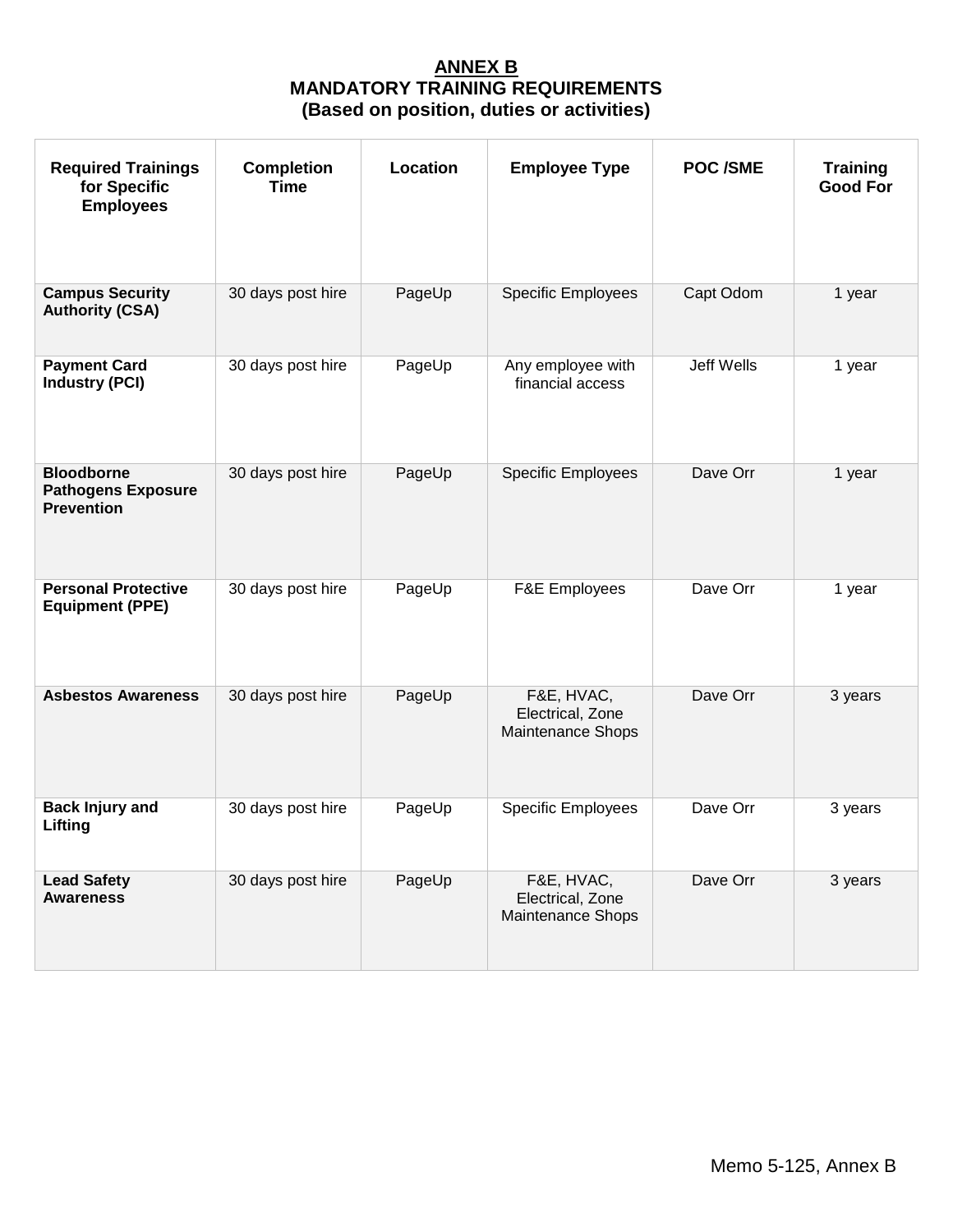## ANNEX B
## MANDATORY TRAINING REQUIREMENTS
## (Based on position, duties or activities)

| Required Trainings for Specific Employees | Completion Time | Location | Employee Type | POC /SME | Training Good For |
|---|---|---|---|---|---|
| **Campus Security Authority (CSA)** | 30 days post hire | PageUp | Specific Employees | Capt Odom | 1 year |
| **Payment Card Industry (PCI)** | 30 days post hire | PageUp | Any employee with financial access | Jeff Wells | 1 year |
| **Bloodborne Pathogens Exposure Prevention** | 30 days post hire | PageUp | Specific Employees | Dave Orr | 1 year |
| **Personal Protective Equipment (PPE)** | 30 days post hire | PageUp | F&E Employees | Dave Orr | 1 year |
| **Asbestos Awareness** | 30 days post hire | PageUp | F&E, HVAC, Electrical, Zone Maintenance Shops | Dave Orr | 3 years |
| **Back Injury and Lifting** | 30 days post hire | PageUp | Specific Employees | Dave Orr | 3 years |
| **Lead Safety Awareness** | 30 days post hire | PageUp | F&E, HVAC, Electrical, Zone Maintenance Shops | Dave Orr | 3 years |

Memo 5-125, Annex B